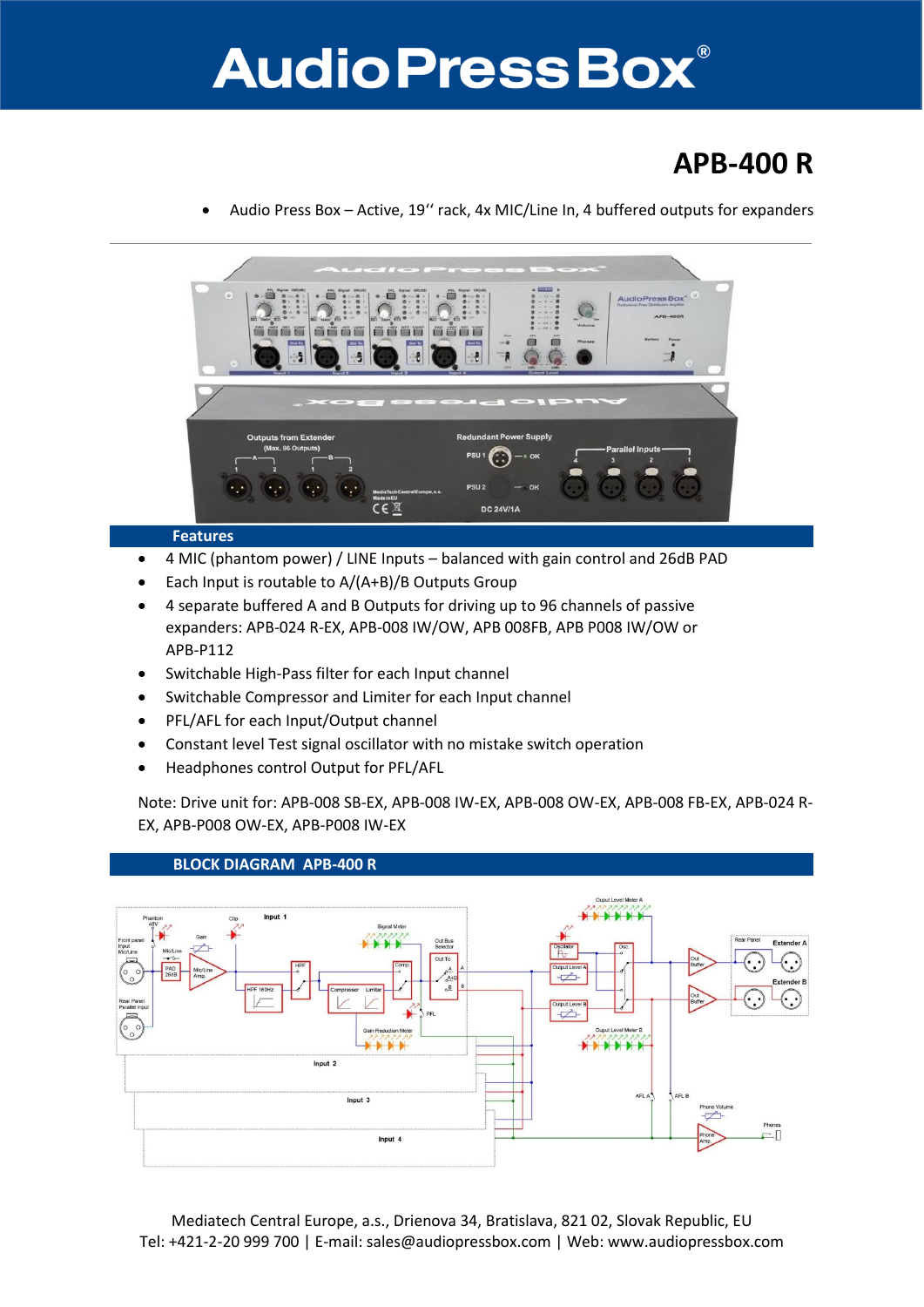# AudioPressBox®

## APB-400 R

- Audio Press Box – Active, 19'' rack, 4x MIC/Line In, 4 buffered outputs for expanders

## Features

- 4 MIC (phantom power) / LINE Inputs – balanced with gain control and 26dB PAD
- Each Input is routable to A/(A+B)/B Outputs Group
- 4 separate buffered A and B Outputs for driving up to 96 channels of passive expanders: APB-024 R-EX, APB-008 IW/OW, APB 008FB, APB P008 IW/OW or APB-P112
- Switchable High-Pass filter for each Input channel
- Switchable Compressor and Limiter for each Input channel
- PFL/AFL for each Input/Output channel
- Constant level Test signal oscillator with no mistake switch operation
- Headphones control Output for PFL/AFL

Note: Drive unit for: APB-008 SB-EX, APB-008 IW-EX, APB-008 OW-EX, APB-008 FB-EX, APB-024 R-EX, APB-P008 OW-EX, APB-P008 IW-EX

## BLOCK DIAGRAM APB-400 R

Mediatech Central Europe, a.s., Drienova 34, Bratislava, 821 02, Slovak Republic, EU
Tel: +421-2-20 999 700 | E-mail: sales@audiopressbox.com | Web: www.audiopressbox.com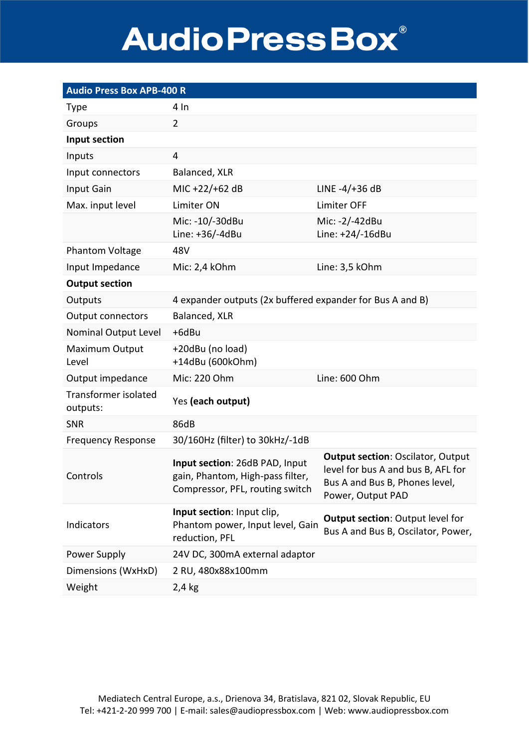# AudioPressBox®

| Audio Press Box APB-400 R | | |
|---|---|---|
| Type | 4 In | |
| Groups | 2 | |
| **Input section** | | |
| Inputs | 4 | |
| Input connectors | Balanced, XLR | |
| Input Gain | MIC +22/+62 dB | LINE -4/+36 dB |
| Max. input level | Limiter ON | Limiter OFF |
| | Mic: -10/-30dBu<br>Line: +36/-4dBu | Mic: -2/-42dBu<br>Line: +24/-16dBu |
| Phantom Voltage | 48V | |
| Input Impedance | Mic: 2,4 kOhm | Line: 3,5 kOhm |
| **Output section** | | |
| Outputs | 4 expander outputs (2x buffered expander for Bus A and B) | |
| Output connectors | Balanced, XLR | |
| Nominal Output Level | +6dBu | |
| Maximum Output Level | +20dBu (no load)<br>+14dBu (600kOhm) | |
| Output impedance | Mic: 220 Ohm | Line: 600 Ohm |
| Transformer isolated outputs: | Yes **(each output)** | |
| SNR | 86dB | |
| Frequency Response | 30/160Hz (filter) to 30kHz/-1dB | |
| Controls | **Input section**: 26dB PAD, Input gain, Phantom, High-pass filter, Compressor, PFL, routing switch | **Output section**: Oscilator, Output level for bus A and bus B, AFL for Bus A and Bus B, Phones level, Power, Output PAD |
| Indicators | **Input section**: Input clip, Phantom power, Input level, Gain reduction, PFL | **Output section**: Output level for Bus A and Bus B, Oscilator, Power, |
| Power Supply | 24V DC, 300mA external adaptor | |
| Dimensions (WxHxD) | 2 RU, 480x88x100mm | |
| Weight | 2,4 kg | |

Mediatech Central Europe, a.s., Drienova 34, Bratislava, 821 02, Slovak Republic, EU
Tel: +421-2-20 999 700 | E-mail: sales@audiopressbox.com | Web: www.audiopressbox.com